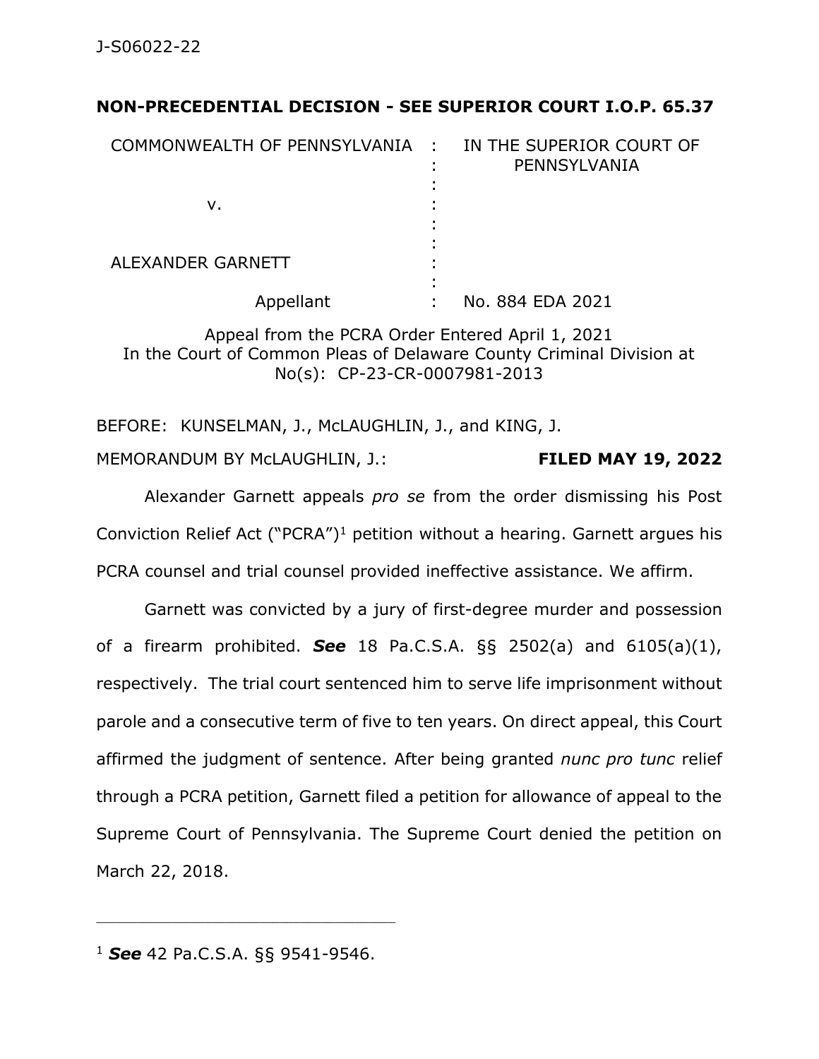**NON-PRECEDENTIAL DECISION - SEE SUPERIOR COURT I.O.P. 65.37**

| | | |
|---|---|---|
| COMMONWEALTH OF PENNSYLVANIA | : | IN THE SUPERIOR COURT OF PENNSYLVANIA |
| | : | |
| v. | : | |
| | : | |
| ALEXANDER GARNETT | : | |
| | : | |
| Appellant | : | No. 884 EDA 2021 |

Appeal from the PCRA Order Entered April 1, 2021
In the Court of Common Pleas of Delaware County Criminal Division at No(s): CP-23-CR-0007981-2013

BEFORE: KUNSELMAN, J., McLAUGHLIN, J., and KING, J.

MEMORANDUM BY McLAUGHLIN, J.: **FILED MAY 19, 2022**

Alexander Garnett appeals *pro se* from the order dismissing his Post Conviction Relief Act ("PCRA")[1] petition without a hearing. Garnett argues his PCRA counsel and trial counsel provided ineffective assistance. We affirm.

Garnett was convicted by a jury of first-degree murder and possession of a firearm prohibited. ***See*** 18 Pa.C.S.A. §§ 2502(a) and 6105(a)(1), respectively. The trial court sentenced him to serve life imprisonment without parole and a consecutive term of five to ten years. On direct appeal, this Court affirmed the judgment of sentence. After being granted *nunc pro tunc* relief through a PCRA petition, Garnett filed a petition for allowance of appeal to the Supreme Court of Pennsylvania. The Supreme Court denied the petition on March 22, 2018.

---

[1] ***See*** 42 Pa.C.S.A. §§ 9541-9546.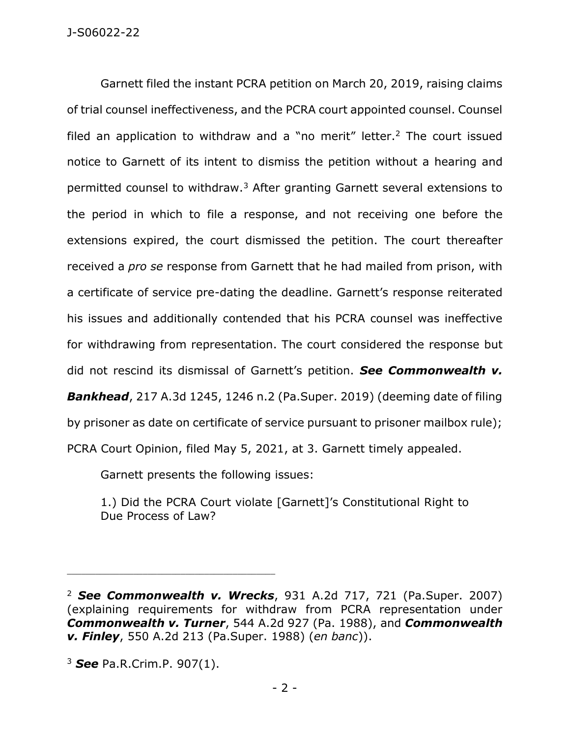Garnett filed the instant PCRA petition on March 20, 2019, raising claims of trial counsel ineffectiveness, and the PCRA court appointed counsel. Counsel filed an application to withdraw and a "no merit" letter.[2] The court issued notice to Garnett of its intent to dismiss the petition without a hearing and permitted counsel to withdraw.[3] After granting Garnett several extensions to the period in which to file a response, and not receiving one before the extensions expired, the court dismissed the petition. The court thereafter received a *pro se* response from Garnett that he had mailed from prison, with a certificate of service pre-dating the deadline. Garnett's response reiterated his issues and additionally contended that his PCRA counsel was ineffective for withdrawing from representation. The court considered the response but did not rescind its dismissal of Garnett's petition. ***See Commonwealth v. Bankhead***, 217 A.3d 1245, 1246 n.2 (Pa.Super. 2019) (deeming date of filing by prisoner as date on certificate of service pursuant to prisoner mailbox rule); PCRA Court Opinion, filed May 5, 2021, at 3. Garnett timely appealed.

Garnett presents the following issues:

> 1.) Did the PCRA Court violate [Garnett]'s Constitutional Right to Due Process of Law?

---

[2] ***See Commonwealth v. Wrecks***, 931 A.2d 717, 721 (Pa.Super. 2007) (explaining requirements for withdraw from PCRA representation under ***Commonwealth v. Turner***, 544 A.2d 927 (Pa. 1988), and ***Commonwealth v. Finley***, 550 A.2d 213 (Pa.Super. 1988) (*en banc*)).

[3] ***See*** Pa.R.Crim.P. 907(1).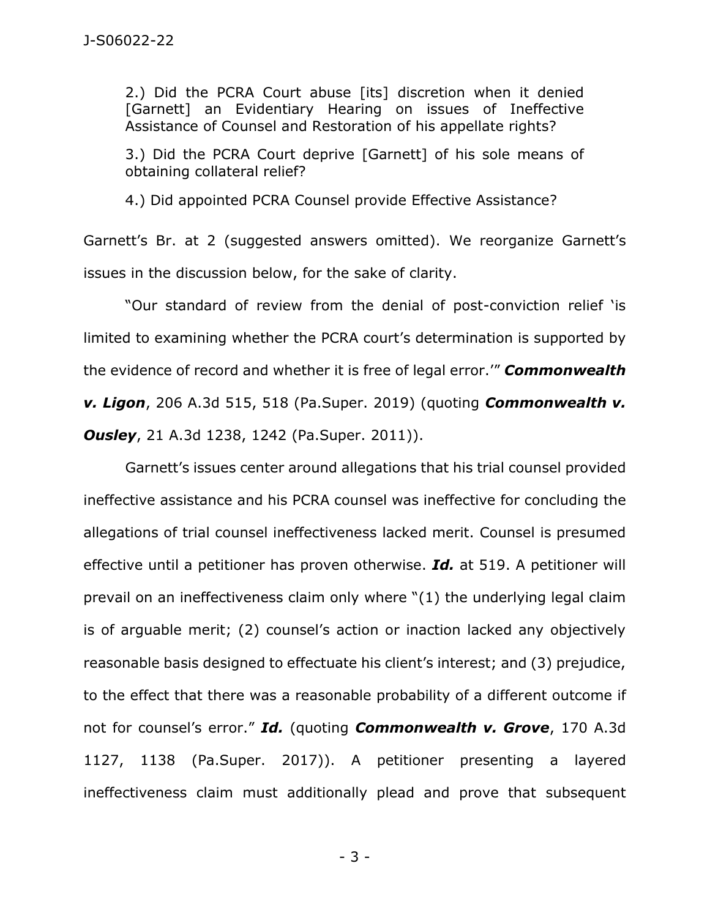> 2.) Did the PCRA Court abuse [its] discretion when it denied [Garnett] an Evidentiary Hearing on issues of Ineffective Assistance of Counsel and Restoration of his appellate rights?
>
> 3.) Did the PCRA Court deprive [Garnett] of his sole means of obtaining collateral relief?
>
> 4.) Did appointed PCRA Counsel provide Effective Assistance?

Garnett's Br. at 2 (suggested answers omitted). We reorganize Garnett's issues in the discussion below, for the sake of clarity.

"Our standard of review from the denial of post-conviction relief 'is limited to examining whether the PCRA court's determination is supported by the evidence of record and whether it is free of legal error.'" ***Commonwealth v. Ligon***, 206 A.3d 515, 518 (Pa.Super. 2019) (quoting ***Commonwealth v. Ousley***, 21 A.3d 1238, 1242 (Pa.Super. 2011)).

Garnett's issues center around allegations that his trial counsel provided ineffective assistance and his PCRA counsel was ineffective for concluding the allegations of trial counsel ineffectiveness lacked merit. Counsel is presumed effective until a petitioner has proven otherwise. ***Id.*** at 519. A petitioner will prevail on an ineffectiveness claim only where "(1) the underlying legal claim is of arguable merit; (2) counsel's action or inaction lacked any objectively reasonable basis designed to effectuate his client's interest; and (3) prejudice, to the effect that there was a reasonable probability of a different outcome if not for counsel's error." ***Id.*** (quoting ***Commonwealth v. Grove***, 170 A.3d 1127, 1138 (Pa.Super. 2017)). A petitioner presenting a layered ineffectiveness claim must additionally plead and prove that subsequent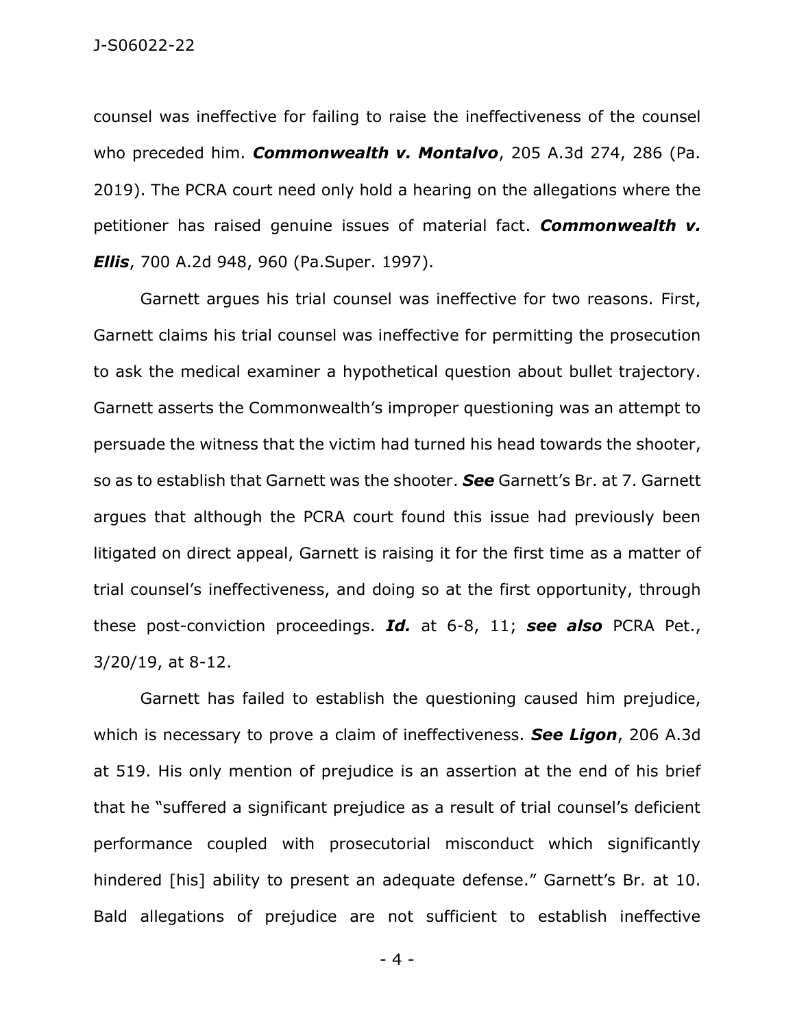counsel was ineffective for failing to raise the ineffectiveness of the counsel who preceded him. ***Commonwealth v. Montalvo***, 205 A.3d 274, 286 (Pa. 2019). The PCRA court need only hold a hearing on the allegations where the petitioner has raised genuine issues of material fact. ***Commonwealth v. Ellis***, 700 A.2d 948, 960 (Pa.Super. 1997).

Garnett argues his trial counsel was ineffective for two reasons. First, Garnett claims his trial counsel was ineffective for permitting the prosecution to ask the medical examiner a hypothetical question about bullet trajectory. Garnett asserts the Commonwealth's improper questioning was an attempt to persuade the witness that the victim had turned his head towards the shooter, so as to establish that Garnett was the shooter. ***See*** Garnett's Br. at 7. Garnett argues that although the PCRA court found this issue had previously been litigated on direct appeal, Garnett is raising it for the first time as a matter of trial counsel's ineffectiveness, and doing so at the first opportunity, through these post-conviction proceedings. ***Id.*** at 6-8, 11; ***see also*** PCRA Pet., 3/20/19, at 8-12.

Garnett has failed to establish the questioning caused him prejudice, which is necessary to prove a claim of ineffectiveness. ***See Ligon***, 206 A.3d at 519. His only mention of prejudice is an assertion at the end of his brief that he "suffered a significant prejudice as a result of trial counsel's deficient performance coupled with prosecutorial misconduct which significantly hindered [his] ability to present an adequate defense." Garnett's Br. at 10. Bald allegations of prejudice are not sufficient to establish ineffective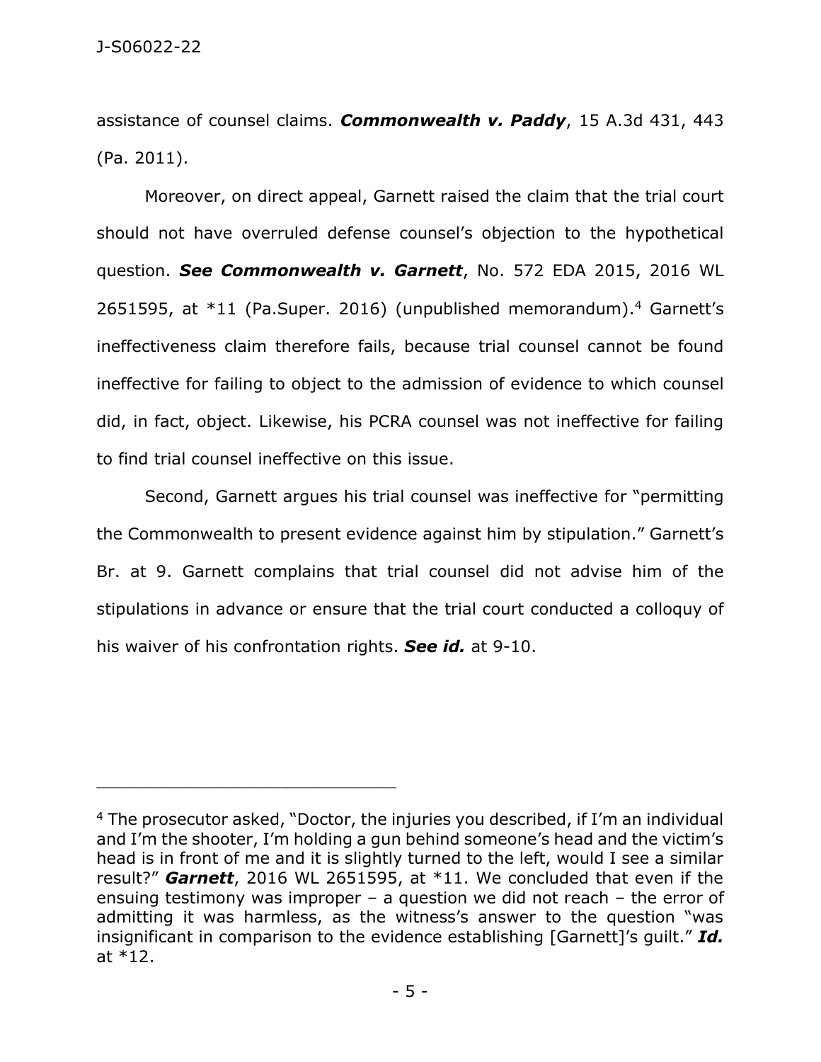assistance of counsel claims. ***Commonwealth v. Paddy***, 15 A.3d 431, 443 (Pa. 2011).

Moreover, on direct appeal, Garnett raised the claim that the trial court should not have overruled defense counsel's objection to the hypothetical question. ***See Commonwealth v. Garnett***, No. 572 EDA 2015, 2016 WL 2651595, at *11 (Pa.Super. 2016) (unpublished memorandum).[4] Garnett's ineffectiveness claim therefore fails, because trial counsel cannot be found ineffective for failing to object to the admission of evidence to which counsel did, in fact, object. Likewise, his PCRA counsel was not ineffective for failing to find trial counsel ineffective on this issue.

Second, Garnett argues his trial counsel was ineffective for "permitting the Commonwealth to present evidence against him by stipulation." Garnett's Br. at 9. Garnett complains that trial counsel did not advise him of the stipulations in advance or ensure that the trial court conducted a colloquy of his waiver of his confrontation rights. ***See id.*** at 9-10.

---

[4] The prosecutor asked, "Doctor, the injuries you described, if I'm an individual and I'm the shooter, I'm holding a gun behind someone's head and the victim's head is in front of me and it is slightly turned to the left, would I see a similar result?" ***Garnett***, 2016 WL 2651595, at *11. We concluded that even if the ensuing testimony was improper – a question we did not reach – the error of admitting it was harmless, as the witness's answer to the question "was insignificant in comparison to the evidence establishing [Garnett]'s guilt." ***Id.*** at *12.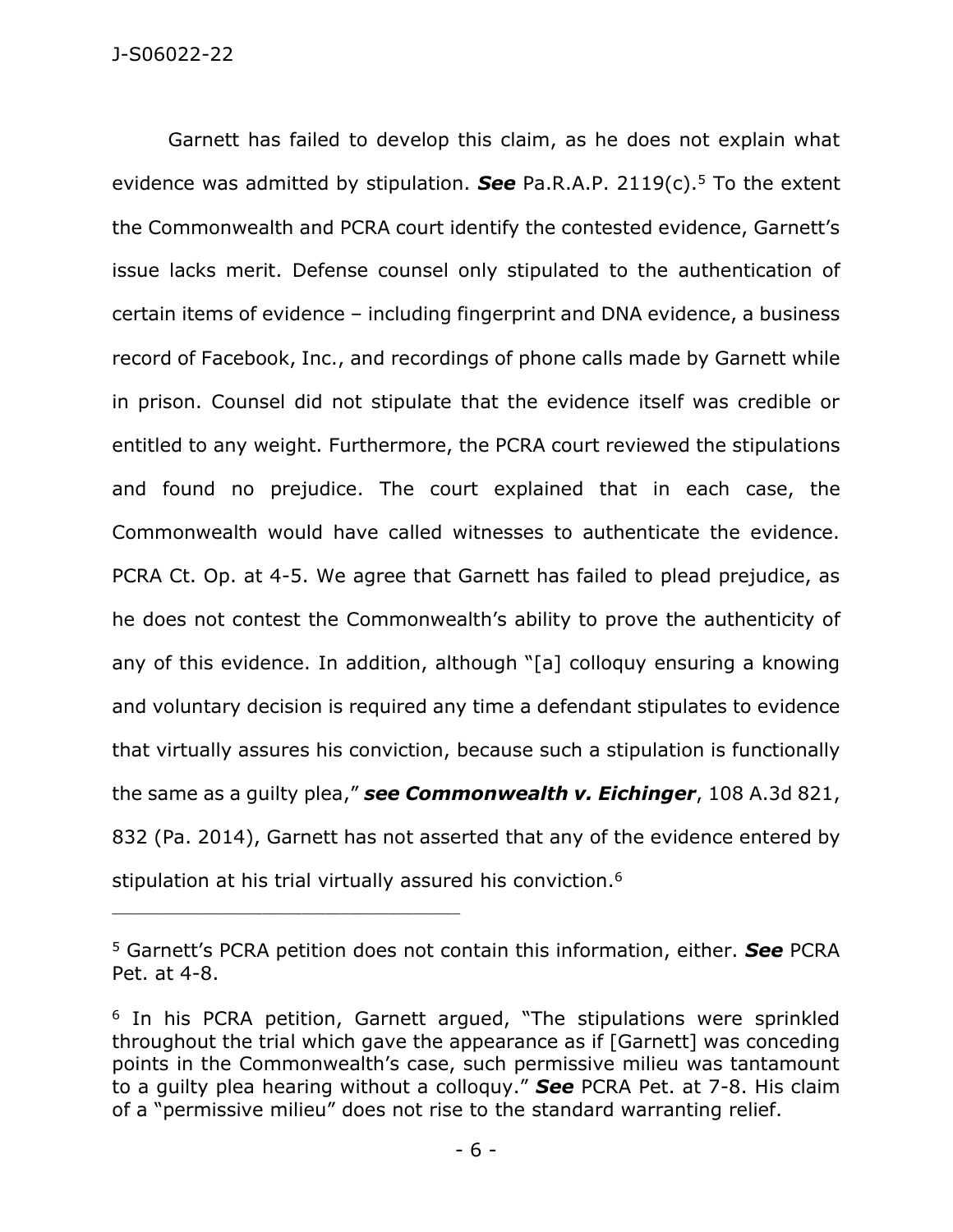Garnett has failed to develop this claim, as he does not explain what evidence was admitted by stipulation. ***See*** Pa.R.A.P. 2119(c).[5] To the extent the Commonwealth and PCRA court identify the contested evidence, Garnett's issue lacks merit. Defense counsel only stipulated to the authentication of certain items of evidence – including fingerprint and DNA evidence, a business record of Facebook, Inc., and recordings of phone calls made by Garnett while in prison. Counsel did not stipulate that the evidence itself was credible or entitled to any weight. Furthermore, the PCRA court reviewed the stipulations and found no prejudice. The court explained that in each case, the Commonwealth would have called witnesses to authenticate the evidence. PCRA Ct. Op. at 4-5. We agree that Garnett has failed to plead prejudice, as he does not contest the Commonwealth's ability to prove the authenticity of any of this evidence. In addition, although "[a] colloquy ensuring a knowing and voluntary decision is required any time a defendant stipulates to evidence that virtually assures his conviction, because such a stipulation is functionally the same as a guilty plea," ***see Commonwealth v. Eichinger***, 108 A.3d 821, 832 (Pa. 2014), Garnett has not asserted that any of the evidence entered by stipulation at his trial virtually assured his conviction.[6]

---

[5] Garnett's PCRA petition does not contain this information, either. ***See*** PCRA Pet. at 4-8.

[6] In his PCRA petition, Garnett argued, "The stipulations were sprinkled throughout the trial which gave the appearance as if [Garnett] was conceding points in the Commonwealth's case, such permissive milieu was tantamount to a guilty plea hearing without a colloquy." ***See*** PCRA Pet. at 7-8. His claim of a "permissive milieu" does not rise to the standard warranting relief.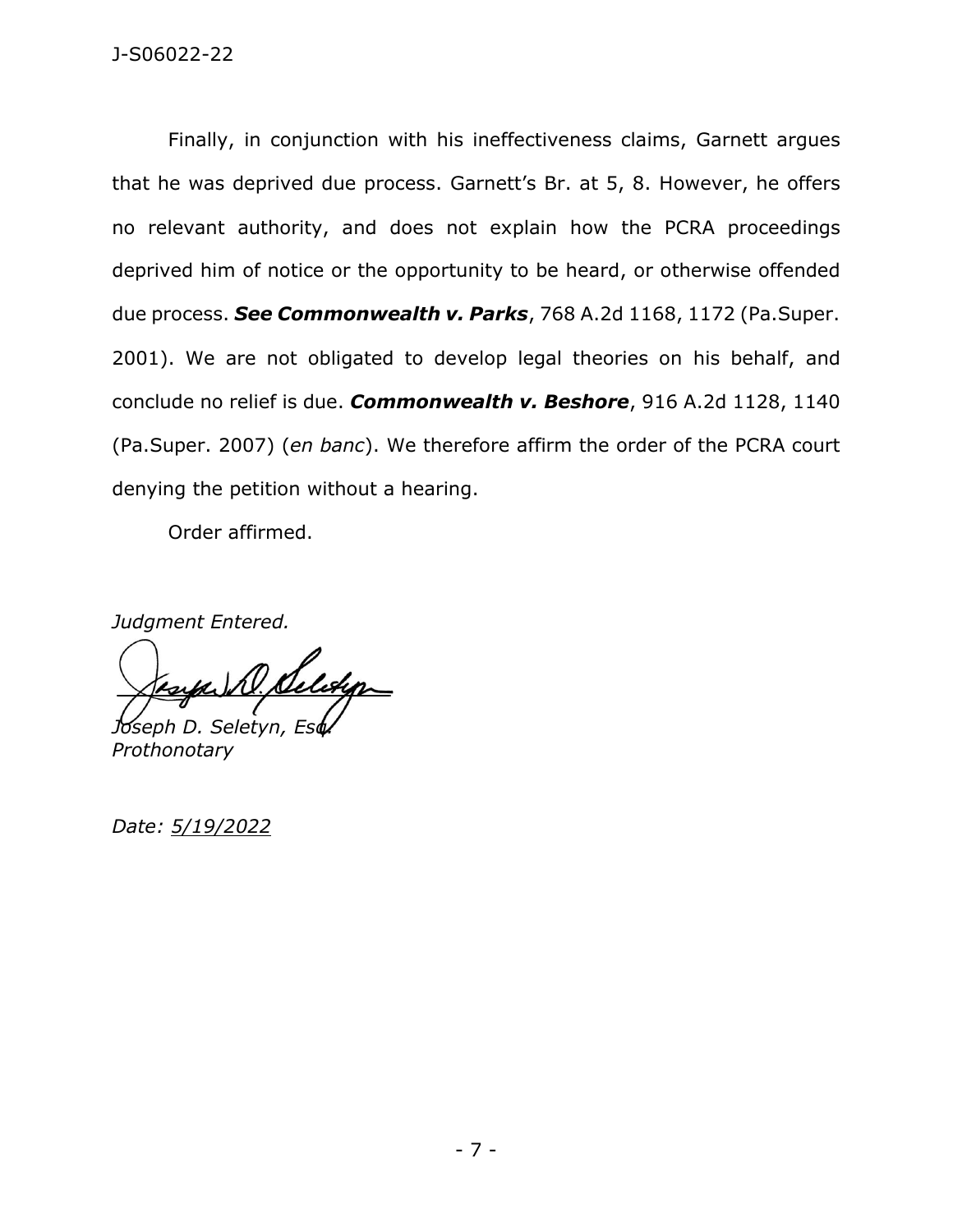Finally, in conjunction with his ineffectiveness claims, Garnett argues that he was deprived due process. Garnett's Br. at 5, 8. However, he offers no relevant authority, and does not explain how the PCRA proceedings deprived him of notice or the opportunity to be heard, or otherwise offended due process. ***See Commonwealth v. Parks***, 768 A.2d 1168, 1172 (Pa.Super. 2001). We are not obligated to develop legal theories on his behalf, and conclude no relief is due. ***Commonwealth v. Beshore***, 916 A.2d 1128, 1140 (Pa.Super. 2007) (*en banc*). We therefore affirm the order of the PCRA court denying the petition without a hearing.

Order affirmed.

*Judgment Entered.*

*Joseph D. Seletyn, Esq.*
*Prothonotary*

*Date: 5/19/2022*